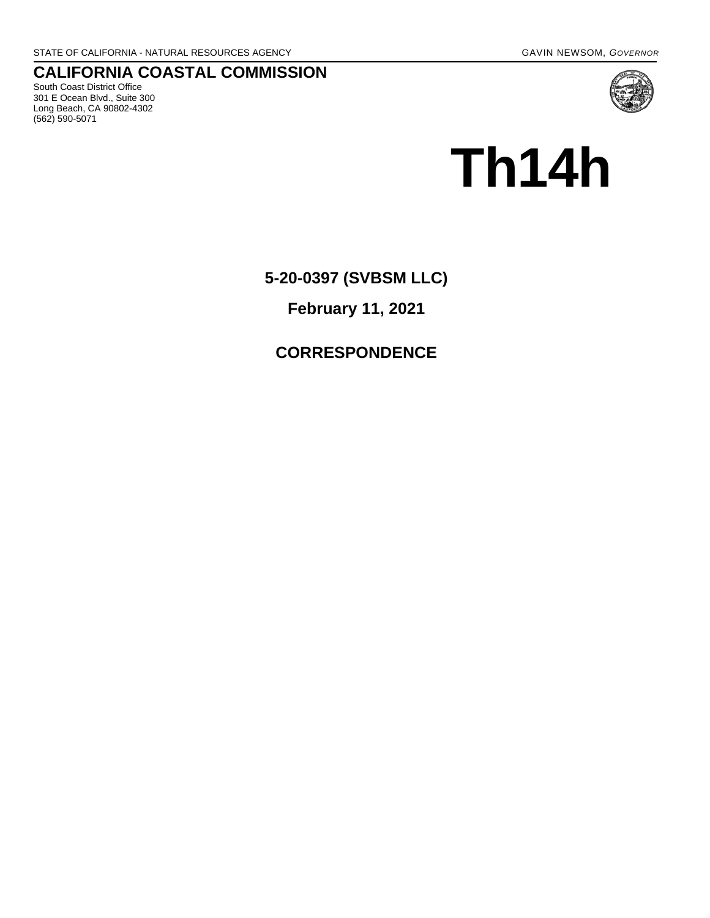STATE OF CALIFORNIA - NATURAL RESOURCES AGENCY

GAVIN NEWSOM, *GOVERNOR*

## CALIFORNIA COASTAL COMMISSION

South Coast District Office
301 E Ocean Blvd., Suite 300
Long Beach, CA 90802-4302
(562) 590-5071

# Th14h

**5-20-0397 (SVBSM LLC)**

**February 11, 2021**

**CORRESPONDENCE**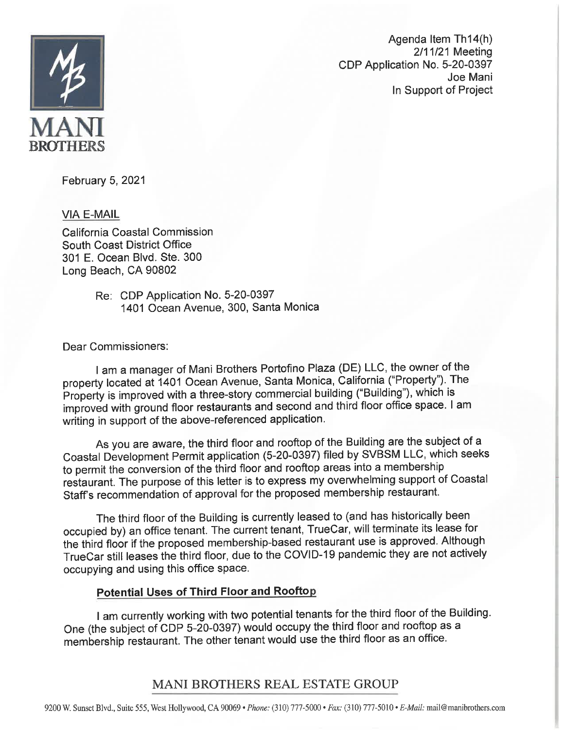Agenda Item Th14(h)
2/11/21 Meeting
CDP Application No. 5-20-0397
Joe Mani
In Support of Project

**MANI BROTHERS**

February 5, 2021

VIA E-MAIL

California Coastal Commission
South Coast District Office
301 E. Ocean Blvd. Ste. 300
Long Beach, CA 90802

Re: CDP Application No. 5-20-0397
1401 Ocean Avenue, 300, Santa Monica

Dear Commissioners:

I am a manager of Mani Brothers Portofino Plaza (DE) LLC, the owner of the property located at 1401 Ocean Avenue, Santa Monica, California ("Property"). The Property is improved with a three-story commercial building ("Building"), which is improved with ground floor restaurants and second and third floor office space. I am writing in support of the above-referenced application.

As you are aware, the third floor and rooftop of the Building are the subject of a Coastal Development Permit application (5-20-0397) filed by SVBSM LLC, which seeks to permit the conversion of the third floor and rooftop areas into a membership restaurant. The purpose of this letter is to express my overwhelming support of Coastal Staff's recommendation of approval for the proposed membership restaurant.

The third floor of the Building is currently leased to (and has historically been occupied by) an office tenant. The current tenant, TrueCar, will terminate its lease for the third floor if the proposed membership-based restaurant use is approved. Although TrueCar still leases the third floor, due to the COVID-19 pandemic they are not actively occupying and using this office space.

**Potential Uses of Third Floor and Rooftop**

I am currently working with two potential tenants for the third floor of the Building. One (the subject of CDP 5-20-0397) would occupy the third floor and rooftop as a membership restaurant. The other tenant would use the third floor as an office.

MANI BROTHERS REAL ESTATE GROUP

9200 W. Sunset Blvd., Suite 555, West Hollywood, CA 90069 • *Phone:* (310) 777-5000 • *Fax:* (310) 777-5010 • *E-Mail:* mail@manibrothers.com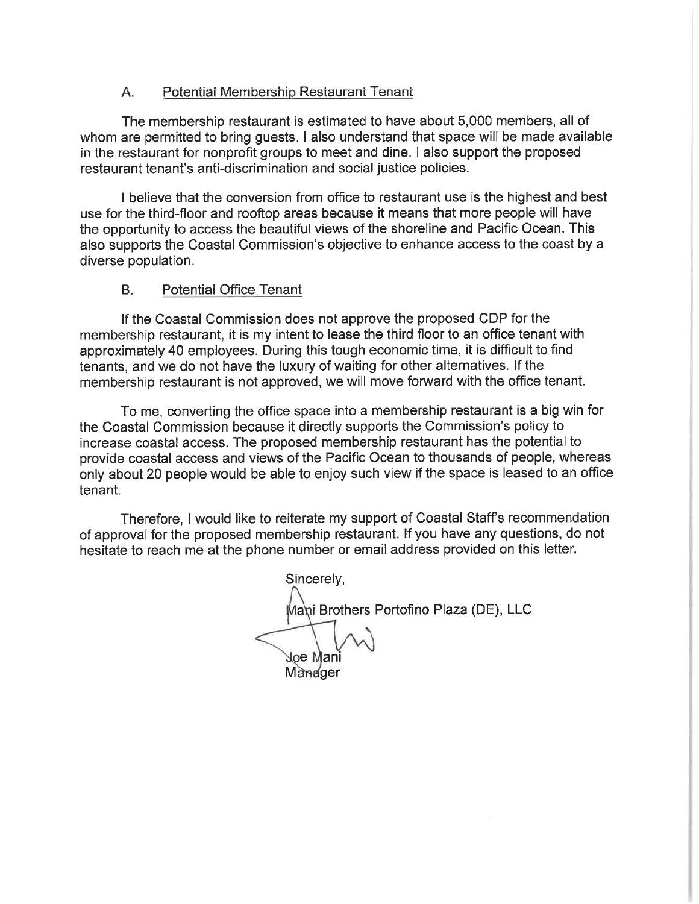### A. Potential Membership Restaurant Tenant

The membership restaurant is estimated to have about 5,000 members, all of whom are permitted to bring guests. I also understand that space will be made available in the restaurant for nonprofit groups to meet and dine. I also support the proposed restaurant tenant's anti-discrimination and social justice policies.

I believe that the conversion from office to restaurant use is the highest and best use for the third-floor and rooftop areas because it means that more people will have the opportunity to access the beautiful views of the shoreline and Pacific Ocean. This also supports the Coastal Commission's objective to enhance access to the coast by a diverse population.

### B. Potential Office Tenant

If the Coastal Commission does not approve the proposed CDP for the membership restaurant, it is my intent to lease the third floor to an office tenant with approximately 40 employees. During this tough economic time, it is difficult to find tenants, and we do not have the luxury of waiting for other alternatives. If the membership restaurant is not approved, we will move forward with the office tenant.

To me, converting the office space into a membership restaurant is a big win for the Coastal Commission because it directly supports the Commission's policy to increase coastal access. The proposed membership restaurant has the potential to provide coastal access and views of the Pacific Ocean to thousands of people, whereas only about 20 people would be able to enjoy such view if the space is leased to an office tenant.

Therefore, I would like to reiterate my support of Coastal Staff's recommendation of approval for the proposed membership restaurant. If you have any questions, do not hesitate to reach me at the phone number or email address provided on this letter.

Sincerely,

Mani Brothers Portofino Plaza (DE), LLC

Joe Mani
Manager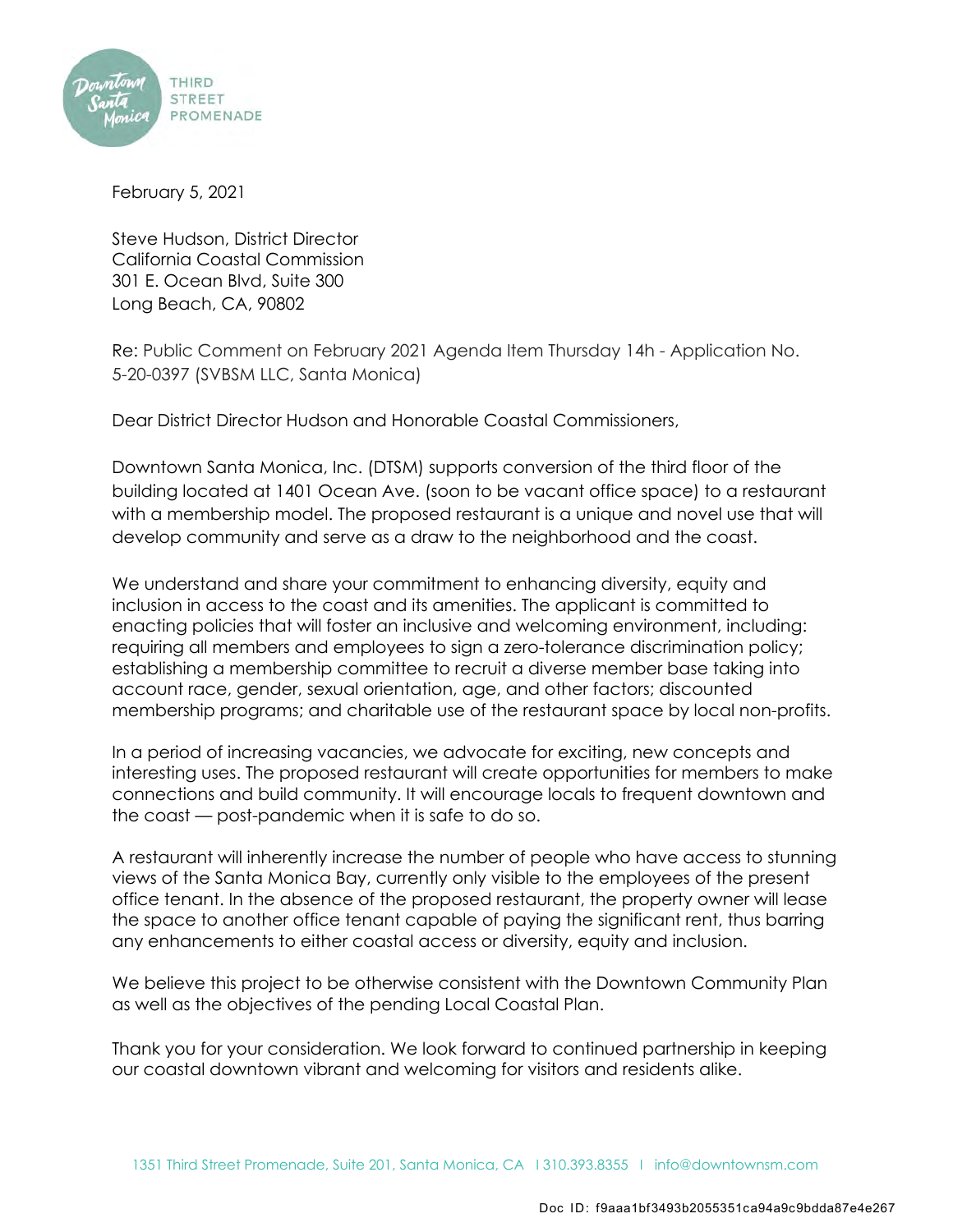February 5, 2021

Steve Hudson, District Director
California Coastal Commission
301 E. Ocean Blvd, Suite 300
Long Beach, CA, 90802

Re: Public Comment on February 2021 Agenda Item Thursday 14h - Application No. 5-20-0397 (SVBSM LLC, Santa Monica)

Dear District Director Hudson and Honorable Coastal Commissioners,

Downtown Santa Monica, Inc. (DTSM) supports conversion of the third floor of the building located at 1401 Ocean Ave. (soon to be vacant office space) to a restaurant with a membership model. The proposed restaurant is a unique and novel use that will develop community and serve as a draw to the neighborhood and the coast.

We understand and share your commitment to enhancing diversity, equity and inclusion in access to the coast and its amenities. The applicant is committed to enacting policies that will foster an inclusive and welcoming environment, including: requiring all members and employees to sign a zero-tolerance discrimination policy; establishing a membership committee to recruit a diverse member base taking into account race, gender, sexual orientation, age, and other factors; discounted membership programs; and charitable use of the restaurant space by local non-profits.

In a period of increasing vacancies, we advocate for exciting, new concepts and interesting uses. The proposed restaurant will create opportunities for members to make connections and build community. It will encourage locals to frequent downtown and the coast — post-pandemic when it is safe to do so.

A restaurant will inherently increase the number of people who have access to stunning views of the Santa Monica Bay, currently only visible to the employees of the present office tenant. In the absence of the proposed restaurant, the property owner will lease the space to another office tenant capable of paying the significant rent, thus barring any enhancements to either coastal access or diversity, equity and inclusion.

We believe this project to be otherwise consistent with the Downtown Community Plan as well as the objectives of the pending Local Coastal Plan.

Thank you for your consideration. We look forward to continued partnership in keeping our coastal downtown vibrant and welcoming for visitors and residents alike.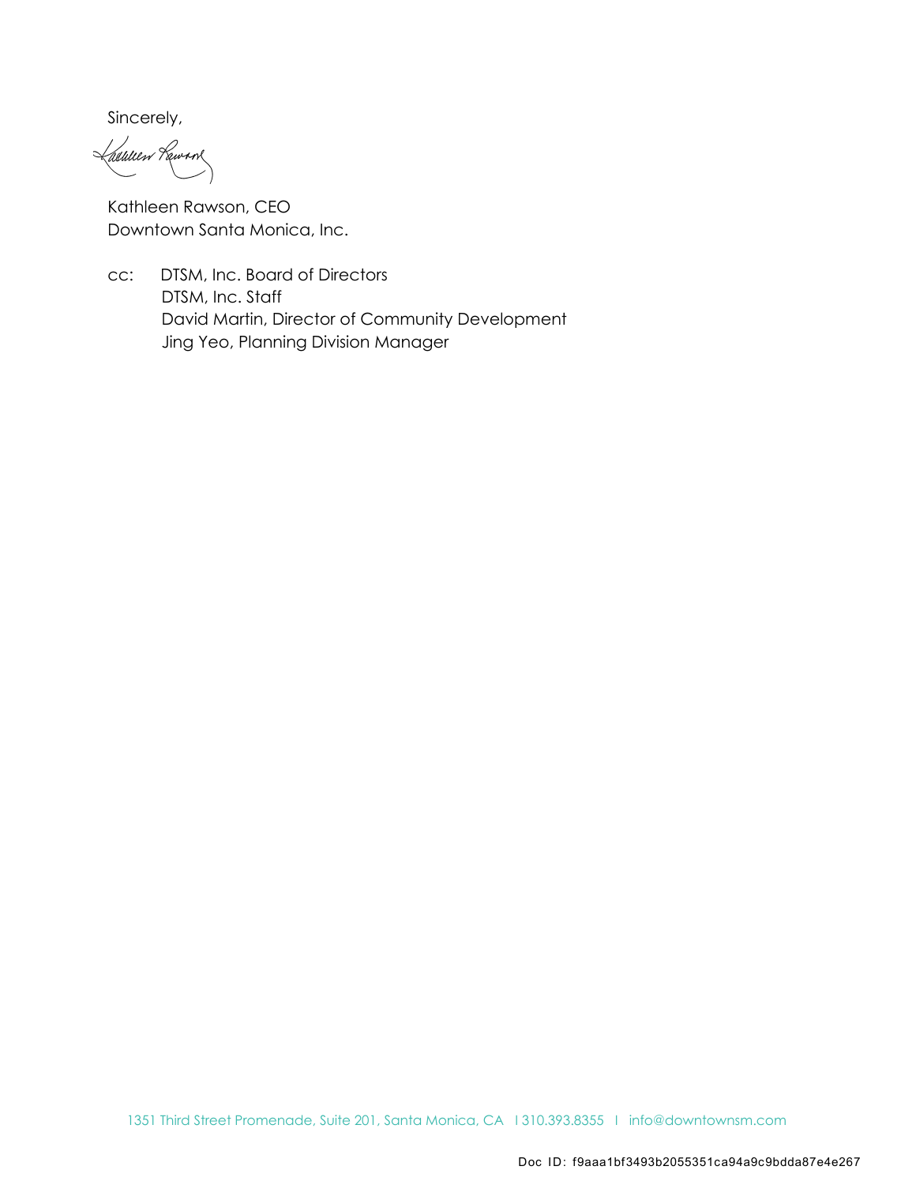Sincerely,

Kathleen Rawson, CEO
Downtown Santa Monica, Inc.

cc: DTSM, Inc. Board of Directors
DTSM, Inc. Staff
David Martin, Director of Community Development
Jing Yeo, Planning Division Manager

1351 Third Street Promenade, Suite 201, Santa Monica, CA | 310.393.8355 | info@downtownsm.com

Doc ID: f9aaa1bf3493b2055351ca94a9c9bdda87e4e267